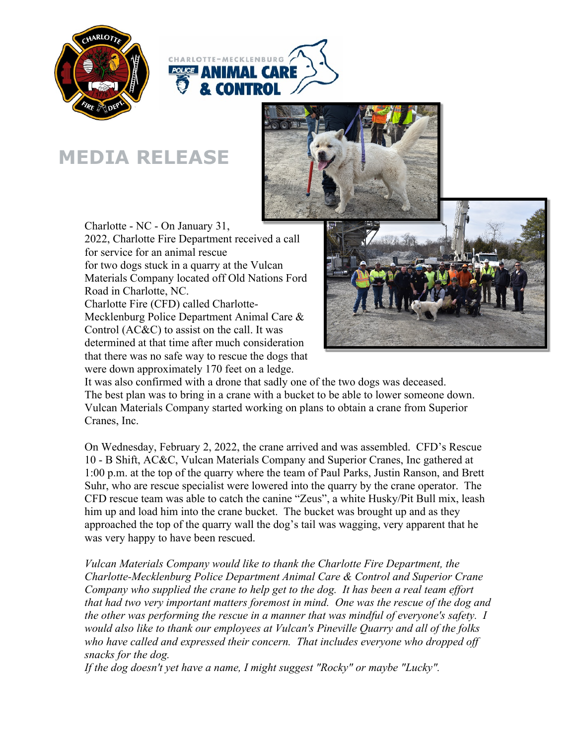# MEDIA RELEASE

Charlotte - NC - On January 31, 2022, Charlotte Fire Department received a call for service for an animal rescue for two dogs stuck in a quarry at the Vulcan Materials Company located off Old Nations Ford Road in Charlotte, NC. Charlotte Fire (CFD) called Charlotte-Mecklenburg Police Department Animal Care & Control (AC&C) to assist on the call. It was determined at that time after much consideration that there was no safe way to rescue the dogs that were down approximately 170 feet on a ledge. It was also confirmed with a drone that sadly one of the two dogs was deceased. The best plan was to bring in a crane with a bucket to be able to lower someone down. Vulcan Materials Company started working on plans to obtain a crane from Superior Cranes, Inc.

On Wednesday, February 2, 2022, the crane arrived and was assembled. CFD's Rescue 10 - B Shift, AC&C, Vulcan Materials Company and Superior Cranes, Inc gathered at 1:00 p.m. at the top of the quarry where the team of Paul Parks, Justin Ranson, and Brett Suhr, who are rescue specialist were lowered into the quarry by the crane operator. The CFD rescue team was able to catch the canine "Zeus", a white Husky/Pit Bull mix, leash him up and load him into the crane bucket. The bucket was brought up and as they approached the top of the quarry wall the dog's tail was wagging, very apparent that he was very happy to have been rescued.

*Vulcan Materials Company would like to thank the Charlotte Fire Department, the Charlotte-Mecklenburg Police Department Animal Care & Control and Superior Crane Company who supplied the crane to help get to the dog. It has been a real team effort that had two very important matters foremost in mind. One was the rescue of the dog and the other was performing the rescue in a manner that was mindful of everyone's safety. I would also like to thank our employees at Vulcan's Pineville Quarry and all of the folks who have called and expressed their concern. That includes everyone who dropped off snacks for the dog.*

*If the dog doesn't yet have a name, I might suggest "Rocky" or maybe "Lucky".*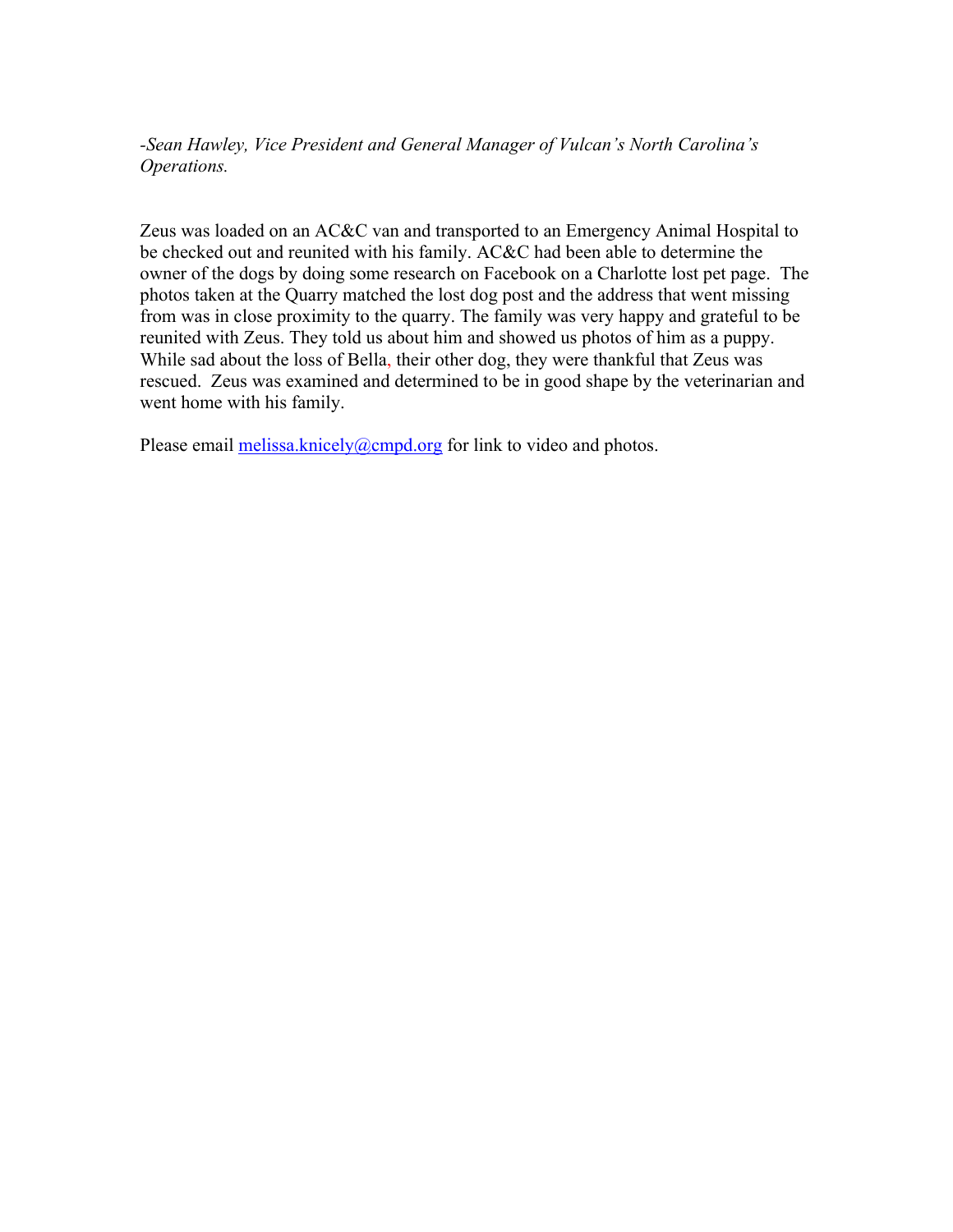*-Sean Hawley, Vice President and General Manager of Vulcan's North Carolina's Operations.*

Zeus was loaded on an AC&C van and transported to an Emergency Animal Hospital to be checked out and reunited with his family. AC&C had been able to determine the owner of the dogs by doing some research on Facebook on a Charlotte lost pet page. The photos taken at the Quarry matched the lost dog post and the address that went missing from was in close proximity to the quarry. The family was very happy and grateful to be reunited with Zeus. They told us about him and showed us photos of him as a puppy. While sad about the loss of Bella, their other dog, they were thankful that Zeus was rescued. Zeus was examined and determined to be in good shape by the veterinarian and went home with his family.

Please email melissa.knicely@cmpd.org for link to video and photos.